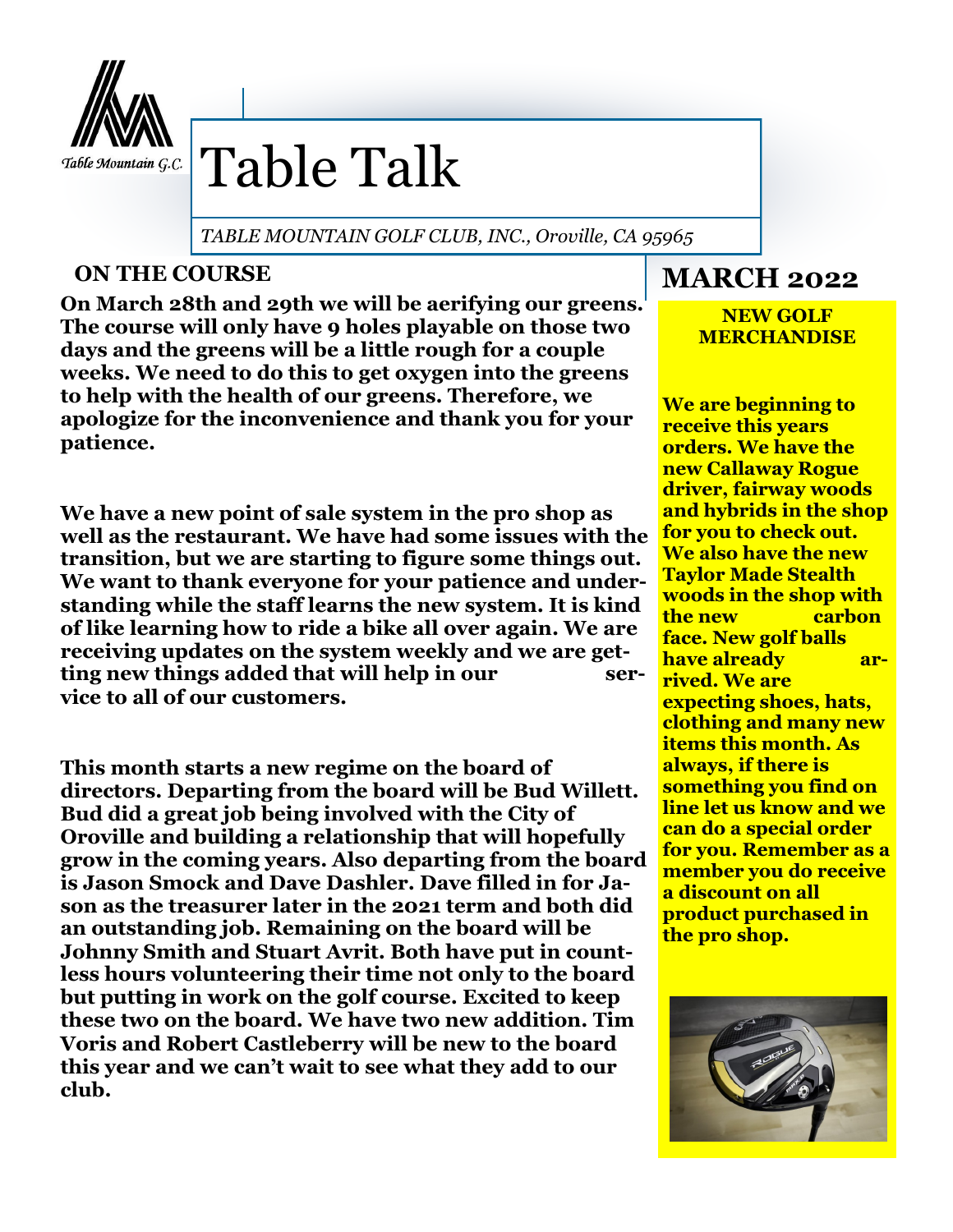Table Mountain G.C.

# Table Talk

*TABLE MOUNTAIN GOLF CLUB, INC., Oroville, CA 95965*

## MARCH 2022

## ON THE COURSE

**On March 28th and 29th we will be aerifying our greens. The course will only have 9 holes playable on those two days and the greens will be a little rough for a couple weeks. We need to do this to get oxygen into the greens to help with the health of our greens. Therefore, we apologize for the inconvenience and thank you for your patience.**

**We have a new point of sale system in the pro shop as well as the restaurant. We have had some issues with the transition, but we are starting to figure some things out. We want to thank everyone for your patience and understanding while the staff learns the new system. It is kind of like learning how to ride a bike all over again. We are receiving updates on the system weekly and we are getting new things added that will help in our service to all of our customers.**

**This month starts a new regime on the board of directors. Departing from the board will be Bud Willett. Bud did a great job being involved with the City of Oroville and building a relationship that will hopefully grow in the coming years. Also departing from the board is Jason Smock and Dave Dashler. Dave filled in for Jason as the treasurer later in the 2021 term and both did an outstanding job. Remaining on the board will be Johnny Smith and Stuart Avrit. Both have put in countless hours volunteering their time not only to the board but putting in work on the golf course. Excited to keep these two on the board. We have two new addition. Tim Voris and Robert Castleberry will be new to the board this year and we can't wait to see what they add to our club.**

### NEW GOLF MERCHANDISE

**We are beginning to receive this years orders. We have the new Callaway Rogue driver, fairway woods and hybrids in the shop for you to check out. We also have the new Taylor Made Stealth woods in the shop with the new carbon face. New golf balls have already arrived. We are expecting shoes, hats, clothing and many new items this month. As always, if there is something you find on line let us know and we can do a special order for you. Remember as a member you do receive a discount on all product purchased in the pro shop.**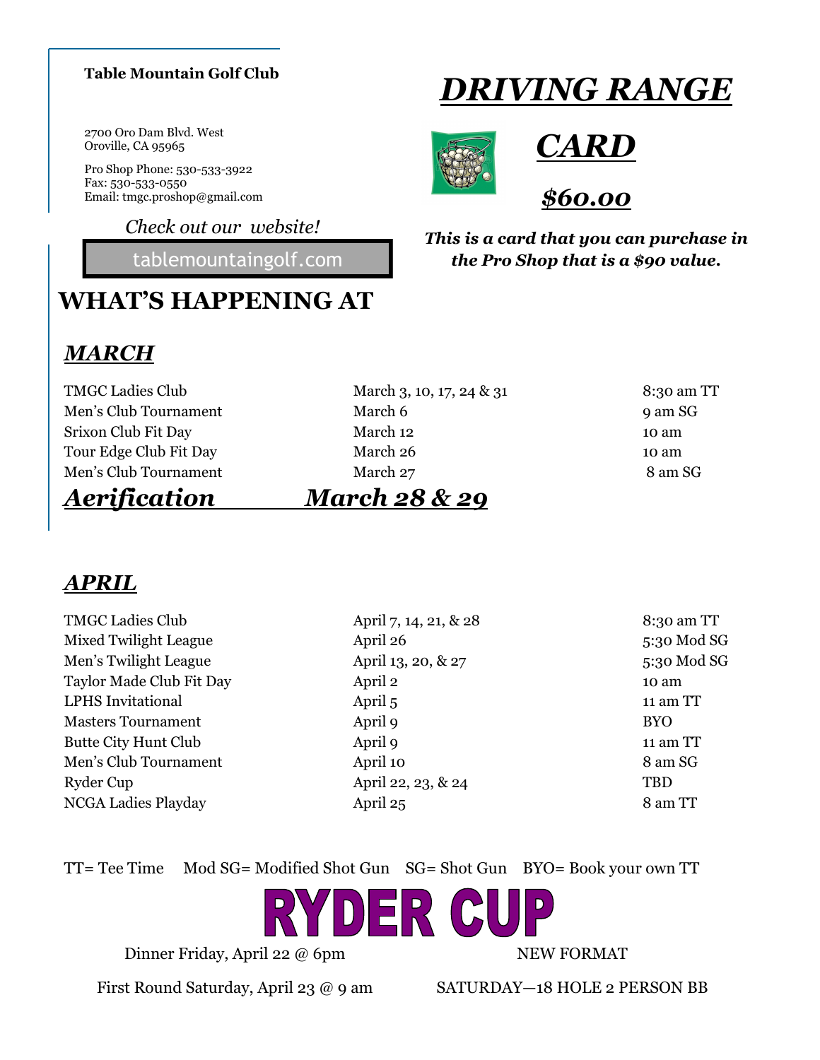**Table Mountain Golf Club**

2700 Oro Dam Blvd. West
Oroville, CA 95965

Pro Shop Phone: 530-533-3922
Fax: 530-533-0550
Email: tmgc.proshop@gmail.com

*Check out our website!*

tablemountaingolf.com

# *DRIVING RANGE*

## *CARD*

## *$60.00*

***This is a card that you can purchase in the Pro Shop that is a $90 value.***

# WHAT'S HAPPENING AT

## *MARCH*

| | | |
|---|---|---|
| TMGC Ladies Club | March 3, 10, 17, 24 & 31 | 8:30 am TT |
| Men's Club Tournament | March 6 | 9 am SG |
| Srixon Club Fit Day | March 12 | 10 am |
| Tour Edge Club Fit Day | March 26 | 10 am |
| Men's Club Tournament | March 27 | 8 am SG |

***Aerification March 28 & 29***

## *APRIL*

| | | |
|---|---|---|
| TMGC Ladies Club | April 7, 14, 21, & 28 | 8:30 am TT |
| Mixed Twilight League | April 26 | 5:30 Mod SG |
| Men's Twilight League | April 13, 20, & 27 | 5:30 Mod SG |
| Taylor Made Club Fit Day | April 2 | 10 am |
| LPHS Invitational | April 5 | 11 am TT |
| Masters Tournament | April 9 | BYO |
| Butte City Hunt Club | April 9 | 11 am TT |
| Men's Club Tournament | April 10 | 8 am SG |
| Ryder Cup | April 22, 23, & 24 | TBD |
| NCGA Ladies Playday | April 25 | 8 am TT |

TT= Tee Time Mod SG= Modified Shot Gun SG= Shot Gun BYO= Book your own TT

# RYDER CUP

Dinner Friday, April 22 @ 6pm

NEW FORMAT

First Round Saturday, April 23 @ 9 am

SATURDAY—18 HOLE 2 PERSON BB